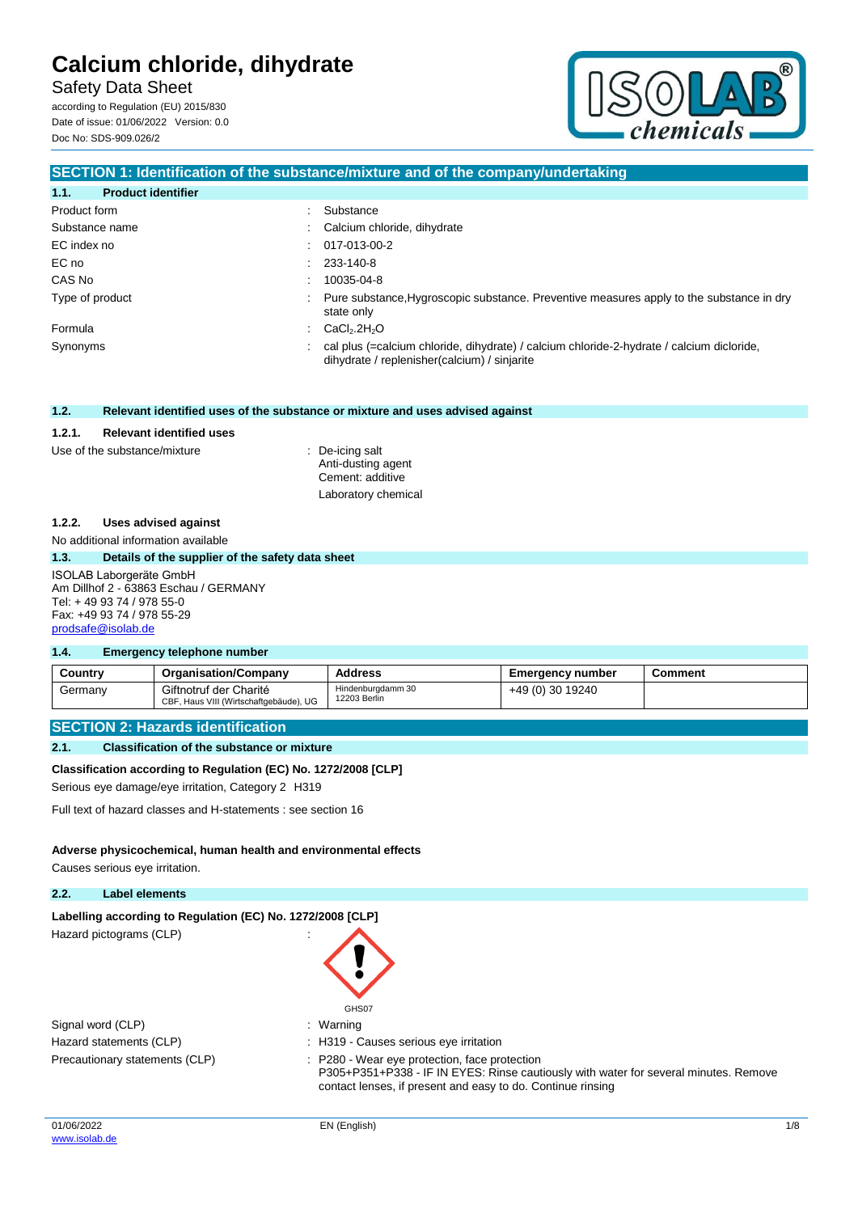# Calcium chloride, dihydrate

Safety Data Sheet

according to Regulation (EU) 2015/830
Date of issue: 01/06/2022 Version: 0.0
Doc No: SDS-909.026/2

## SECTION 1: Identification of the substance/mixture and of the company/undertaking

### 1.1. Product identifier

| | |
|---|---|
| Product form | : Substance |
| Substance name | : Calcium chloride, dihydrate |
| EC index no | : 017-013-00-2 |
| EC no | : 233-140-8 |
| CAS No | : 10035-04-8 |
| Type of product | : Pure substance,Hygroscopic substance. Preventive measures apply to the substance in dry state only |
| Formula | : $CaCl_2.2H_2O$ |
| Synonyms | : cal plus (=calcium chloride, dihydrate) / calcium chloride-2-hydrate / calcium dicloride, dihydrate / replenisher(calcium) / sinjarite |

### 1.2. Relevant identified uses of the substance or mixture and uses advised against

#### 1.2.1. Relevant identified uses

Use of the substance/mixture : De-icing salt
Anti-dusting agent
Cement: additive
Laboratory chemical

#### 1.2.2. Uses advised against

No additional information available

### 1.3. Details of the supplier of the safety data sheet

ISOLAB Laborgeräte GmbH
Am Dillhof 2 - 63863 Eschau / GERMANY
Tel: + 49 93 74 / 978 55-0
Fax: +49 93 74 / 978 55-29
prodsafe@isolab.de

### 1.4. Emergency telephone number

| Country | Organisation/Company | Address | Emergency number | Comment |
|---|---|---|---|---|
| Germany | Giftnotruf der Charité<br>CBF, Haus VIII (Wirtschaftgebäude), UG | Hindenburgdamm 30<br>12203 Berlin | +49 (0) 30 19240 | |

## SECTION 2: Hazards identification

### 2.1. Classification of the substance or mixture

**Classification according to Regulation (EC) No. 1272/2008 [CLP]**

Serious eye damage/eye irritation, Category 2 H319

Full text of hazard classes and H-statements : see section 16

**Adverse physicochemical, human health and environmental effects**

Causes serious eye irritation.

### 2.2. Label elements

**Labelling according to Regulation (EC) No. 1272/2008 [CLP]**

Hazard pictograms (CLP) :

GHS07

| | |
|---|---|
| Signal word (CLP) | : Warning |
| Hazard statements (CLP) | : H319 - Causes serious eye irritation |
| Precautionary statements (CLP) | : P280 - Wear eye protection, face protection<br>P305+P351+P338 - IF IN EYES: Rinse cautiously with water for several minutes. Remove contact lenses, if present and easy to do. Continue rinsing |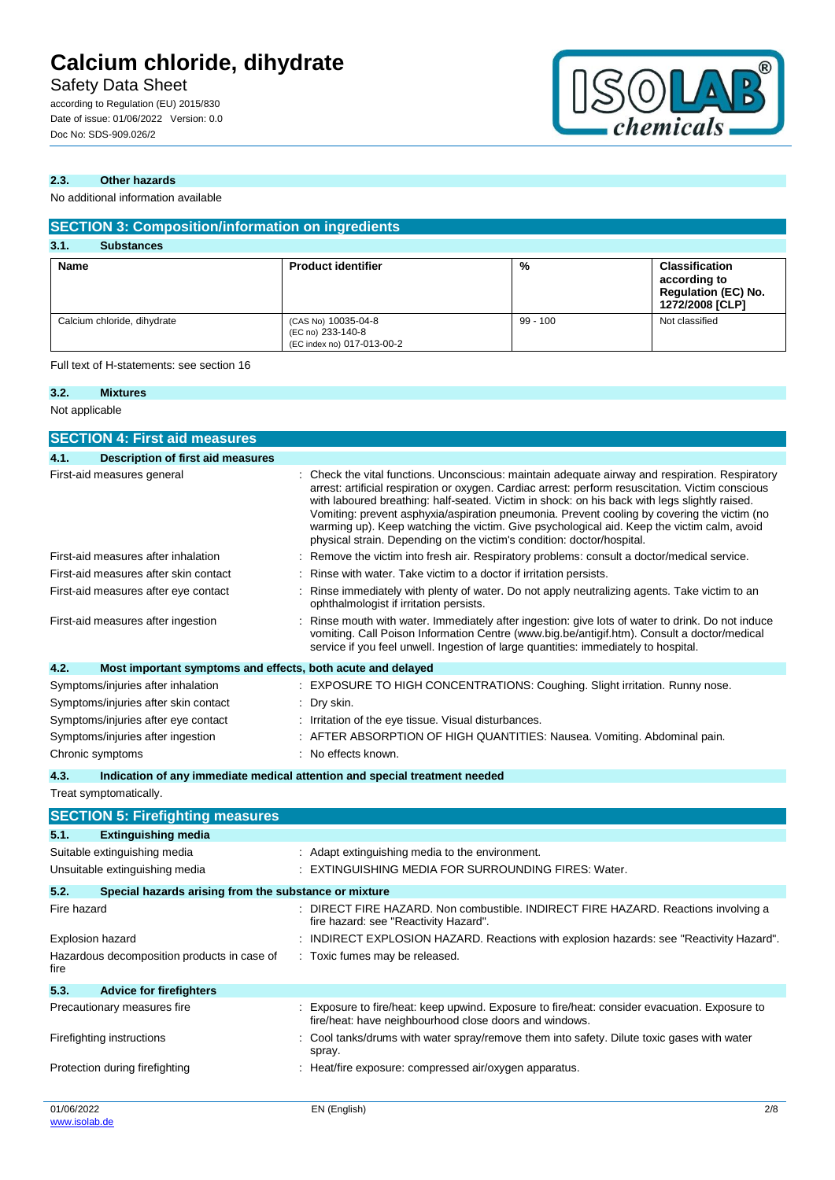### 2.3. Other hazards

No additional information available

## SECTION 3: Composition/information on ingredients

### 3.1. Substances

| Name | Product identifier | % | Classification according to Regulation (EC) No. 1272/2008 [CLP] |
|---|---|---|---|
| Calcium chloride, dihydrate | (CAS No) 10035-04-8<br>(EC no) 233-140-8<br>(EC index no) 017-013-00-2 | 99 - 100 | Not classified |

Full text of H-statements: see section 16

### 3.2. Mixtures

Not applicable

## SECTION 4: First aid measures

### 4.1. Description of first aid measures

First-aid measures general : Check the vital functions. Unconscious: maintain adequate airway and respiration. Respiratory arrest: artificial respiration or oxygen. Cardiac arrest: perform resuscitation. Victim conscious with laboured breathing: half-seated. Victim in shock: on his back with legs slightly raised. Vomiting: prevent asphyxia/aspiration pneumonia. Prevent cooling by covering the victim (no warming up). Keep watching the victim. Give psychological aid. Keep the victim calm, avoid physical strain. Depending on the victim's condition: doctor/hospital.

First-aid measures after inhalation : Remove the victim into fresh air. Respiratory problems: consult a doctor/medical service.

First-aid measures after skin contact : Rinse with water. Take victim to a doctor if irritation persists.

First-aid measures after eye contact : Rinse immediately with plenty of water. Do not apply neutralizing agents. Take victim to an ophthalmologist if irritation persists.

First-aid measures after ingestion : Rinse mouth with water. Immediately after ingestion: give lots of water to drink. Do not induce vomiting. Call Poison Information Centre (www.big.be/antigif.htm). Consult a doctor/medical service if you feel unwell. Ingestion of large quantities: immediately to hospital.

### 4.2. Most important symptoms and effects, both acute and delayed

Symptoms/injuries after inhalation : EXPOSURE TO HIGH CONCENTRATIONS: Coughing. Slight irritation. Runny nose.

Symptoms/injuries after skin contact : Dry skin.

Symptoms/injuries after eye contact : Irritation of the eye tissue. Visual disturbances.

Symptoms/injuries after ingestion : AFTER ABSORPTION OF HIGH QUANTITIES: Nausea. Vomiting. Abdominal pain.

Chronic symptoms : No effects known.

### 4.3. Indication of any immediate medical attention and special treatment needed

Treat symptomatically.

## SECTION 5: Firefighting measures

### 5.1. Extinguishing media

Suitable extinguishing media : Adapt extinguishing media to the environment.

Unsuitable extinguishing media : EXTINGUISHING MEDIA FOR SURROUNDING FIRES: Water.

### 5.2. Special hazards arising from the substance or mixture

Fire hazard : DIRECT FIRE HAZARD. Non combustible. INDIRECT FIRE HAZARD. Reactions involving a fire hazard: see "Reactivity Hazard".

Explosion hazard : INDIRECT EXPLOSION HAZARD. Reactions with explosion hazards: see "Reactivity Hazard".

Hazardous decomposition products in case of fire : Toxic fumes may be released.

### 5.3. Advice for firefighters

Precautionary measures fire : Exposure to fire/heat: keep upwind. Exposure to fire/heat: consider evacuation. Exposure to fire/heat: have neighbourhood close doors and windows.

Firefighting instructions : Cool tanks/drums with water spray/remove them into safety. Dilute toxic gases with water spray.

Protection during firefighting : Heat/fire exposure: compressed air/oxygen apparatus.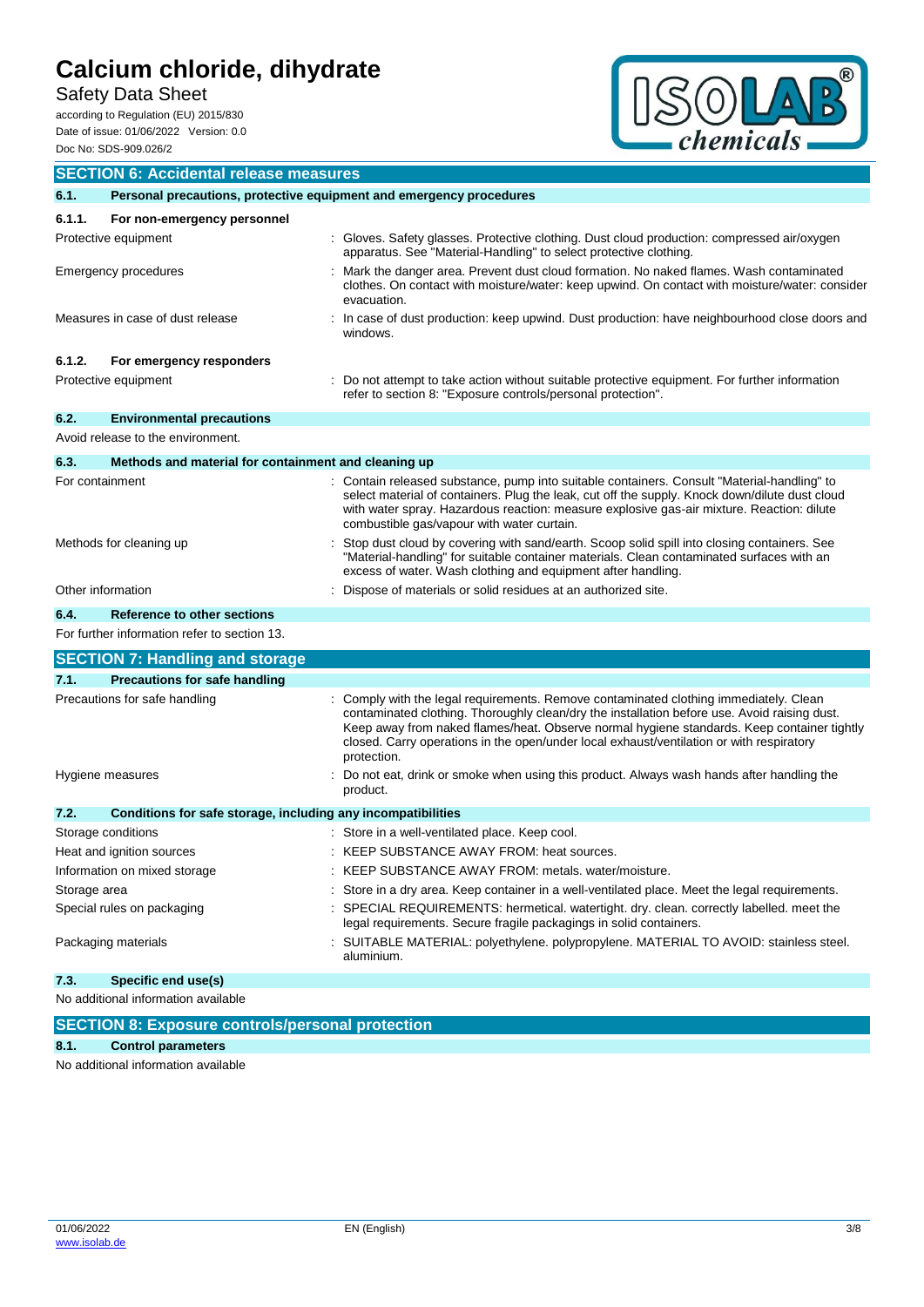## SECTION 6: Accidental release measures

### 6.1. Personal precautions, protective equipment and emergency procedures

#### 6.1.1. For non-emergency personnel

| | |
|---|---|
| Protective equipment | : Gloves. Safety glasses. Protective clothing. Dust cloud production: compressed air/oxygen apparatus. See "Material-Handling" to select protective clothing. |
| Emergency procedures | : Mark the danger area. Prevent dust cloud formation. No naked flames. Wash contaminated clothes. On contact with moisture/water: keep upwind. On contact with moisture/water: consider evacuation. |
| Measures in case of dust release | : In case of dust production: keep upwind. Dust production: have neighbourhood close doors and windows. |

#### 6.1.2. For emergency responders

| | |
|---|---|
| Protective equipment | : Do not attempt to take action without suitable protective equipment. For further information refer to section 8: "Exposure controls/personal protection". |

### 6.2. Environmental precautions

Avoid release to the environment.

### 6.3. Methods and material for containment and cleaning up

| | |
|---|---|
| For containment | : Contain released substance, pump into suitable containers. Consult "Material-handling" to select material of containers. Plug the leak, cut off the supply. Knock down/dilute dust cloud with water spray. Hazardous reaction: measure explosive gas-air mixture. Reaction: dilute combustible gas/vapour with water curtain. |
| Methods for cleaning up | : Stop dust cloud by covering with sand/earth. Scoop solid spill into closing containers. See "Material-handling" for suitable container materials. Clean contaminated surfaces with an excess of water. Wash clothing and equipment after handling. |
| Other information | : Dispose of materials or solid residues at an authorized site. |

### 6.4. Reference to other sections

For further information refer to section 13.

## SECTION 7: Handling and storage

### 7.1. Precautions for safe handling

| | |
|---|---|
| Precautions for safe handling | : Comply with the legal requirements. Remove contaminated clothing immediately. Clean contaminated clothing. Thoroughly clean/dry the installation before use. Avoid raising dust. Keep away from naked flames/heat. Observe normal hygiene standards. Keep container tightly closed. Carry operations in the open/under local exhaust/ventilation or with respiratory protection. |
| Hygiene measures | : Do not eat, drink or smoke when using this product. Always wash hands after handling the product. |

### 7.2. Conditions for safe storage, including any incompatibilities

| | |
|---|---|
| Storage conditions | : Store in a well-ventilated place. Keep cool. |
| Heat and ignition sources | : KEEP SUBSTANCE AWAY FROM: heat sources. |
| Information on mixed storage | : KEEP SUBSTANCE AWAY FROM: metals. water/moisture. |
| Storage area | : Store in a dry area. Keep container in a well-ventilated place. Meet the legal requirements. |
| Special rules on packaging | : SPECIAL REQUIREMENTS: hermetical. watertight. dry. clean. correctly labelled. meet the legal requirements. Secure fragile packagings in solid containers. |
| Packaging materials | : SUITABLE MATERIAL: polyethylene. polypropylene. MATERIAL TO AVOID: stainless steel. aluminium. |

### 7.3. Specific end use(s)

No additional information available

## SECTION 8: Exposure controls/personal protection

### 8.1. Control parameters

No additional information available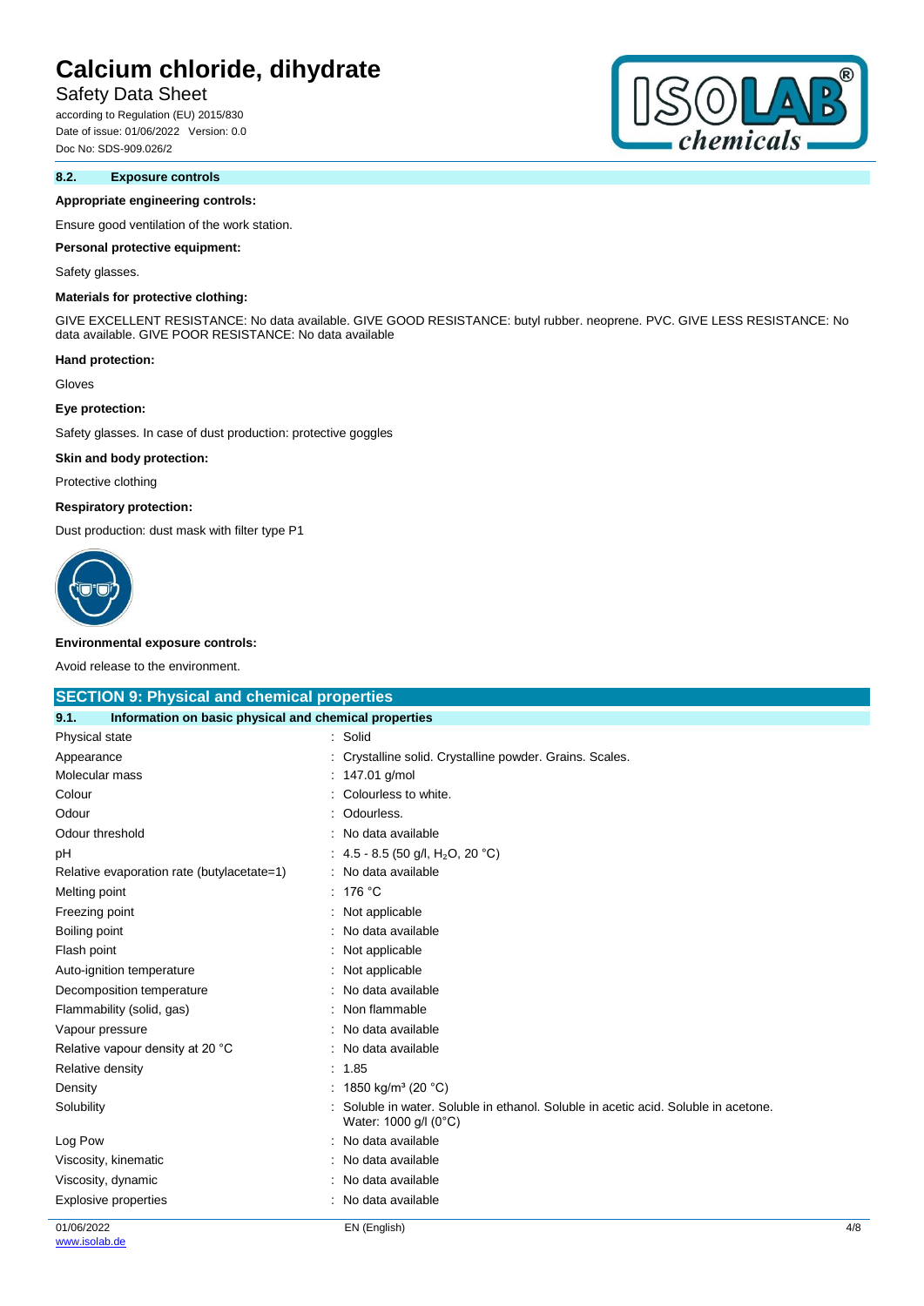### 8.2. Exposure controls

**Appropriate engineering controls:**

Ensure good ventilation of the work station.

**Personal protective equipment:**

Safety glasses.

**Materials for protective clothing:**

GIVE EXCELLENT RESISTANCE: No data available. GIVE GOOD RESISTANCE: butyl rubber. neoprene. PVC. GIVE LESS RESISTANCE: No data available. GIVE POOR RESISTANCE: No data available

**Hand protection:**

Gloves

**Eye protection:**

Safety glasses. In case of dust production: protective goggles

**Skin and body protection:**

Protective clothing

**Respiratory protection:**

Dust production: dust mask with filter type P1

**Environmental exposure controls:**

Avoid release to the environment.

## SECTION 9: Physical and chemical properties

### 9.1. Information on basic physical and chemical properties

| Property | Value |
|---|---|
| Physical state | Solid |
| Appearance | Crystalline solid. Crystalline powder. Grains. Scales. |
| Molecular mass | 147.01 g/mol |
| Colour | Colourless to white. |
| Odour | Odourless. |
| Odour threshold | No data available |
| pH | 4.5 - 8.5 (50 g/l, $H_2O$, 20 °C) |
| Relative evaporation rate (butylacetate=1) | No data available |
| Melting point | 176 °C |
| Freezing point | Not applicable |
| Boiling point | No data available |
| Flash point | Not applicable |
| Auto-ignition temperature | Not applicable |
| Decomposition temperature | No data available |
| Flammability (solid, gas) | Non flammable |
| Vapour pressure | No data available |
| Relative vapour density at 20 °C | No data available |
| Relative density | 1.85 |
| Density | 1850 kg/m³ (20 °C) |
| Solubility | Soluble in water. Soluble in ethanol. Soluble in acetic acid. Soluble in acetone. Water: 1000 g/l (0°C) |
| Log Pow | No data available |
| Viscosity, kinematic | No data available |
| Viscosity, dynamic | No data available |
| Explosive properties | No data available |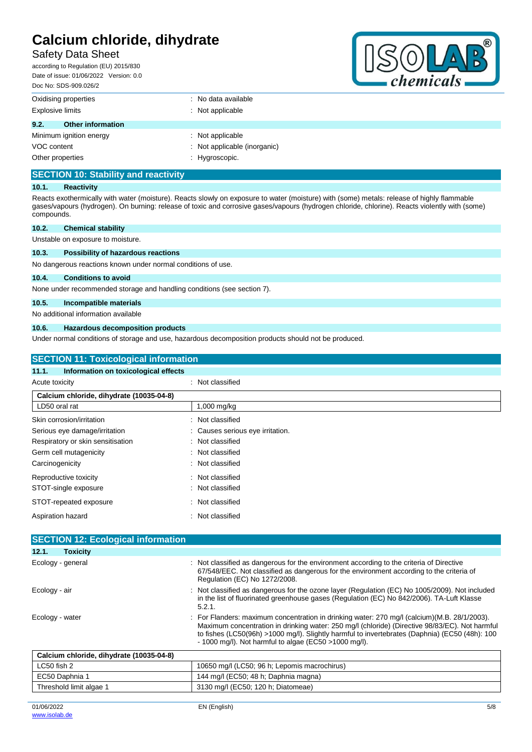| | |
|---|---|
| Oxidising properties | : No data available |
| Explosive limits | : Not applicable |

### 9.2. Other information

| | |
|---|---|
| Minimum ignition energy | : Not applicable |
| VOC content | : Not applicable (inorganic) |
| Other properties | : Hygroscopic. |

## SECTION 10: Stability and reactivity

### 10.1. Reactivity

Reacts exothermically with water (moisture). Reacts slowly on exposure to water (moisture) with (some) metals: release of highly flammable gases/vapours (hydrogen). On burning: release of toxic and corrosive gases/vapours (hydrogen chloride, chlorine). Reacts violently with (some) compounds.

### 10.2. Chemical stability

Unstable on exposure to moisture.

### 10.3. Possibility of hazardous reactions

No dangerous reactions known under normal conditions of use.

### 10.4. Conditions to avoid

None under recommended storage and handling conditions (see section 7).

### 10.5. Incompatible materials

No additional information available

### 10.6. Hazardous decomposition products

Under normal conditions of storage and use, hazardous decomposition products should not be produced.

## SECTION 11: Toxicological information

### 11.1. Information on toxicological effects

Acute toxicity : Not classified

| Calcium chloride, dihydrate (10035-04-8) | |
|---|---|
| LD50 oral rat | 1,000 mg/kg |

| | |
|---|---|
| Skin corrosion/irritation | : Not classified |
| Serious eye damage/irritation | : Causes serious eye irritation. |
| Respiratory or skin sensitisation | : Not classified |
| Germ cell mutagenicity | : Not classified |
| Carcinogenicity | : Not classified |
| Reproductive toxicity | : Not classified |
| STOT-single exposure | : Not classified |
| STOT-repeated exposure | : Not classified |
| Aspiration hazard | : Not classified |

## SECTION 12: Ecological information

### 12.1. Toxicity

| | |
|---|---|
| Ecology - general | : Not classified as dangerous for the environment according to the criteria of Directive 67/548/EEC. Not classified as dangerous for the environment according to the criteria of Regulation (EC) No 1272/2008. |
| Ecology - air | : Not classified as dangerous for the ozone layer (Regulation (EC) No 1005/2009). Not included in the list of fluorinated greenhouse gases (Regulation (EC) No 842/2006). TA-Luft Klasse 5.2.1. |
| Ecology - water | : For Flanders: maximum concentration in drinking water: 270 mg/l (calcium)(M.B. 28/1/2003). Maximum concentration in drinking water: 250 mg/l (chloride) (Directive 98/83/EC). Not harmful to fishes (LC50(96h) >1000 mg/l). Slightly harmful to invertebrates (Daphnia) (EC50 (48h): 100 - 1000 mg/l). Not harmful to algae (EC50 >1000 mg/l). |

| Calcium chloride, dihydrate (10035-04-8) | |
|---|---|
| LC50 fish 2 | 10650 mg/l (LC50; 96 h; Lepomis macrochirus) |
| EC50 Daphnia 1 | 144 mg/l (EC50; 48 h; Daphnia magna) |
| Threshold limit algae 1 | 3130 mg/l (EC50; 120 h; Diatomeae) |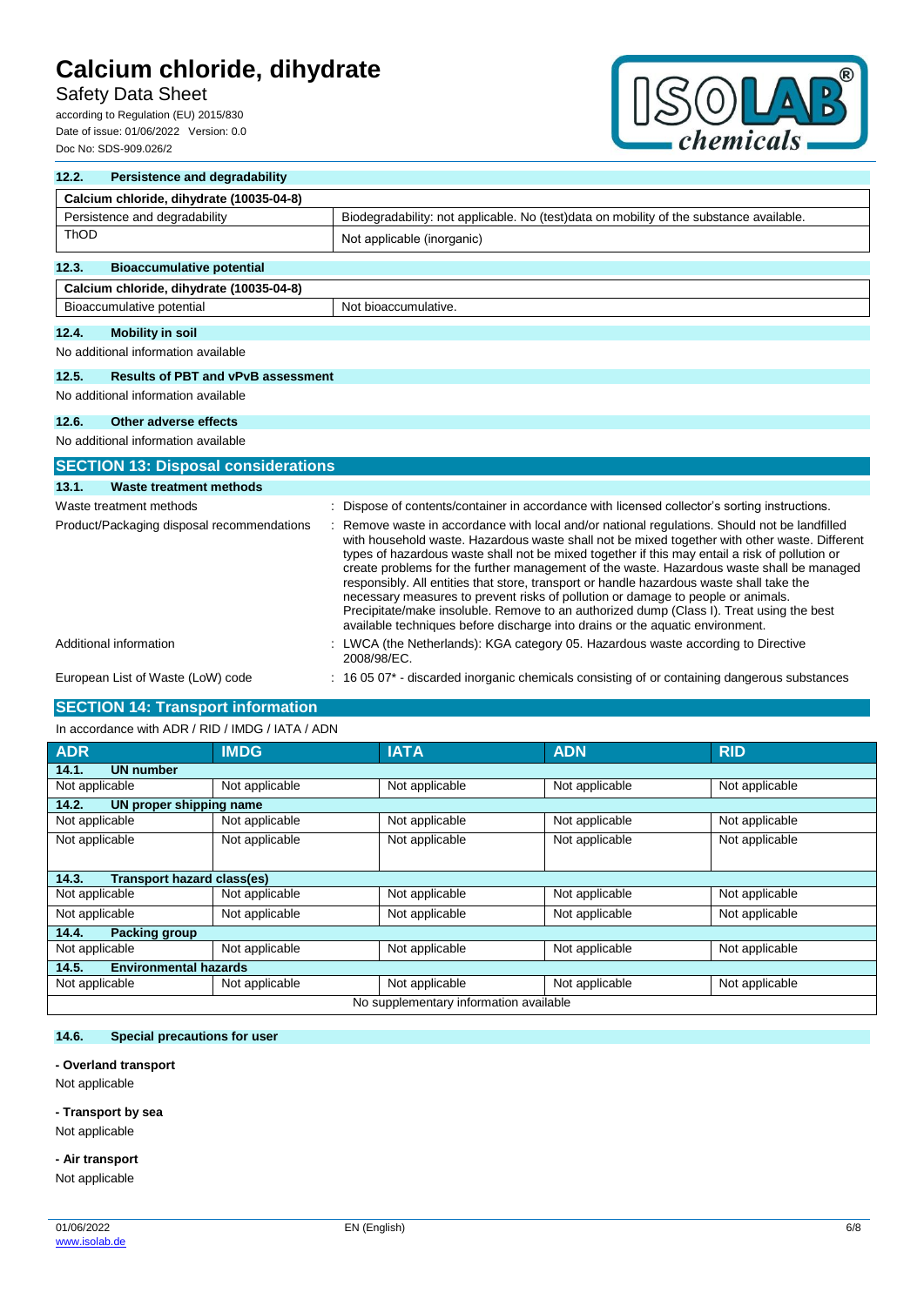### 12.2. Persistence and degradability

| Calcium chloride, dihydrate (10035-04-8) | |
|---|---|
| Persistence and degradability | Biodegradability: not applicable. No (test)data on mobility of the substance available. |
| ThOD | Not applicable (inorganic) |

### 12.3. Bioaccumulative potential

| Calcium chloride, dihydrate (10035-04-8) | |
|---|---|
| Bioaccumulative potential | Not bioaccumulative. |

### 12.4. Mobility in soil

No additional information available

### 12.5. Results of PBT and vPvB assessment

No additional information available

### 12.6. Other adverse effects

No additional information available

## SECTION 13: Disposal considerations

### 13.1. Waste treatment methods

Waste treatment methods : Dispose of contents/container in accordance with licensed collector's sorting instructions.

Product/Packaging disposal recommendations : Remove waste in accordance with local and/or national regulations. Should not be landfilled with household waste. Hazardous waste shall not be mixed together with other waste. Different types of hazardous waste shall not be mixed together if this may entail a risk of pollution or create problems for the further management of the waste. Hazardous waste shall be managed responsibly. All entities that store, transport or handle hazardous waste shall take the necessary measures to prevent risks of pollution or damage to people or animals. Precipitate/make insoluble. Remove to an authorized dump (Class I). Treat using the best available techniques before discharge into drains or the aquatic environment.

Additional information : LWCA (the Netherlands): KGA category 05. Hazardous waste according to Directive 2008/98/EC.

European List of Waste (LoW) code : 16 05 07* - discarded inorganic chemicals consisting of or containing dangerous substances

## SECTION 14: Transport information

In accordance with ADR / RID / IMDG / IATA / ADN

| ADR | IMDG | IATA | ADN | RID |
|---|---|---|---|---|
| **14.1. UN number** | | | | |
| Not applicable | Not applicable | Not applicable | Not applicable | Not applicable |
| **14.2. UN proper shipping name** | | | | |
| Not applicable | Not applicable | Not applicable | Not applicable | Not applicable |
| Not applicable | Not applicable | Not applicable | Not applicable | Not applicable |
| **14.3. Transport hazard class(es)** | | | | |
| Not applicable | Not applicable | Not applicable | Not applicable | Not applicable |
| Not applicable | Not applicable | Not applicable | Not applicable | Not applicable |
| **14.4. Packing group** | | | | |
| Not applicable | Not applicable | Not applicable | Not applicable | Not applicable |
| **14.5. Environmental hazards** | | | | |
| Not applicable | Not applicable | Not applicable | Not applicable | Not applicable |
| No supplementary information available | | | | |

### 14.6. Special precautions for user

**- Overland transport**

Not applicable

**- Transport by sea**

Not applicable

**- Air transport**

Not applicable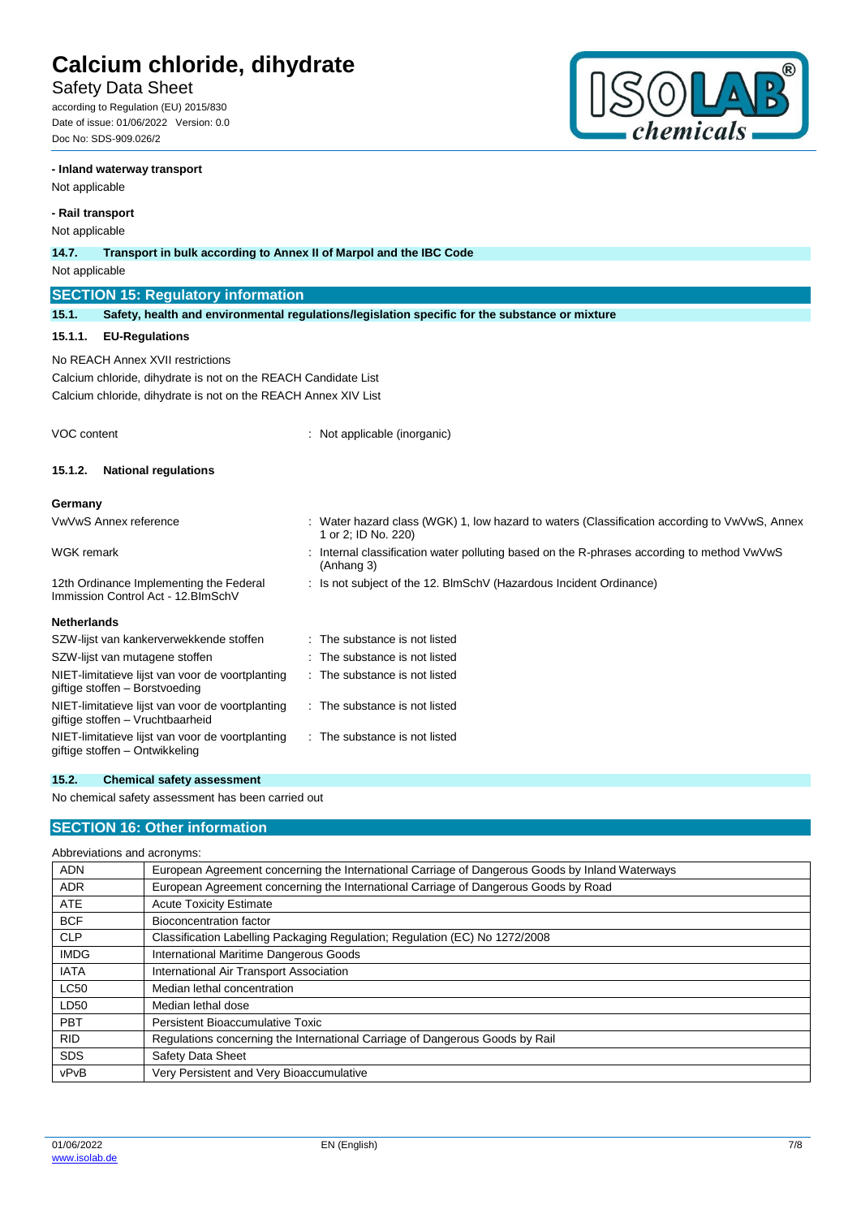**- Inland waterway transport**

Not applicable

**- Rail transport**

Not applicable

**14.7. Transport in bulk according to Annex II of Marpol and the IBC Code**

Not applicable

## SECTION 15: Regulatory information

**15.1. Safety, health and environmental regulations/legislation specific for the substance or mixture**

**15.1.1. EU-Regulations**

No REACH Annex XVII restrictions

Calcium chloride, dihydrate is not on the REACH Candidate List

Calcium chloride, dihydrate is not on the REACH Annex XIV List

VOC content : Not applicable (inorganic)

**15.1.2. National regulations**

**Germany**

| | |
|---|---|
| VwVwS Annex reference | : Water hazard class (WGK) 1, low hazard to waters (Classification according to VwVwS, Annex 1 or 2; ID No. 220) |
| WGK remark | : Internal classification water polluting based on the R-phrases according to method VwVwS (Anhang 3) |
| 12th Ordinance Implementing the Federal Immission Control Act - 12.BImSchV | : Is not subject of the 12. BlmSchV (Hazardous Incident Ordinance) |

**Netherlands**

| | |
|---|---|
| SZW-lijst van kankerverwekkende stoffen | : The substance is not listed |
| SZW-lijst van mutagene stoffen | : The substance is not listed |
| NIET-limitatieve lijst van voor de voortplanting giftige stoffen – Borstvoeding | : The substance is not listed |
| NIET-limitatieve lijst van voor de voortplanting giftige stoffen – Vruchtbaarheid | : The substance is not listed |
| NIET-limitatieve lijst van voor de voortplanting giftige stoffen – Ontwikkeling | : The substance is not listed |

**15.2. Chemical safety assessment**

No chemical safety assessment has been carried out

## SECTION 16: Other information

Abbreviations and acronyms:

| | |
|---|---|
| ADN | European Agreement concerning the International Carriage of Dangerous Goods by Inland Waterways |
| ADR | European Agreement concerning the International Carriage of Dangerous Goods by Road |
| ATE | Acute Toxicity Estimate |
| BCF | Bioconcentration factor |
| CLP | Classification Labelling Packaging Regulation; Regulation (EC) No 1272/2008 |
| IMDG | International Maritime Dangerous Goods |
| IATA | International Air Transport Association |
| LC50 | Median lethal concentration |
| LD50 | Median lethal dose |
| PBT | Persistent Bioaccumulative Toxic |
| RID | Regulations concerning the International Carriage of Dangerous Goods by Rail |
| SDS | Safety Data Sheet |
| vPvB | Very Persistent and Very Bioaccumulative |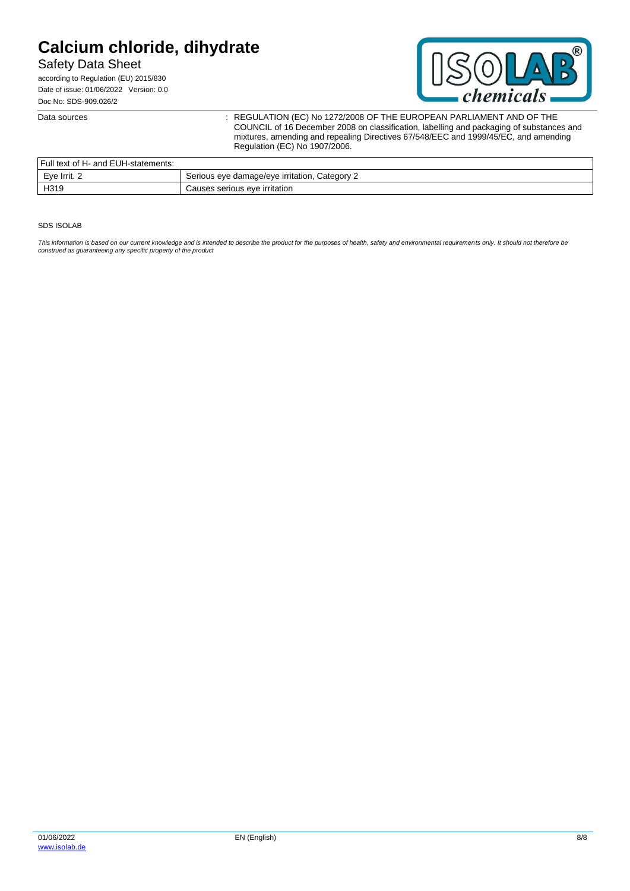Data sources : REGULATION (EC) No 1272/2008 OF THE EUROPEAN PARLIAMENT AND OF THE COUNCIL of 16 December 2008 on classification, labelling and packaging of substances and mixtures, amending and repealing Directives 67/548/EEC and 1999/45/EC, and amending Regulation (EC) No 1907/2006.

| Full text of H- and EUH-statements: | |
|---|---|
| Eye Irrit. 2 | Serious eye damage/eye irritation, Category 2 |
| H319 | Causes serious eye irritation |

SDS ISOLAB

*This information is based on our current knowledge and is intended to describe the product for the purposes of health, safety and environmental requirements only. It should not therefore be construed as guaranteeing any specific property of the product*